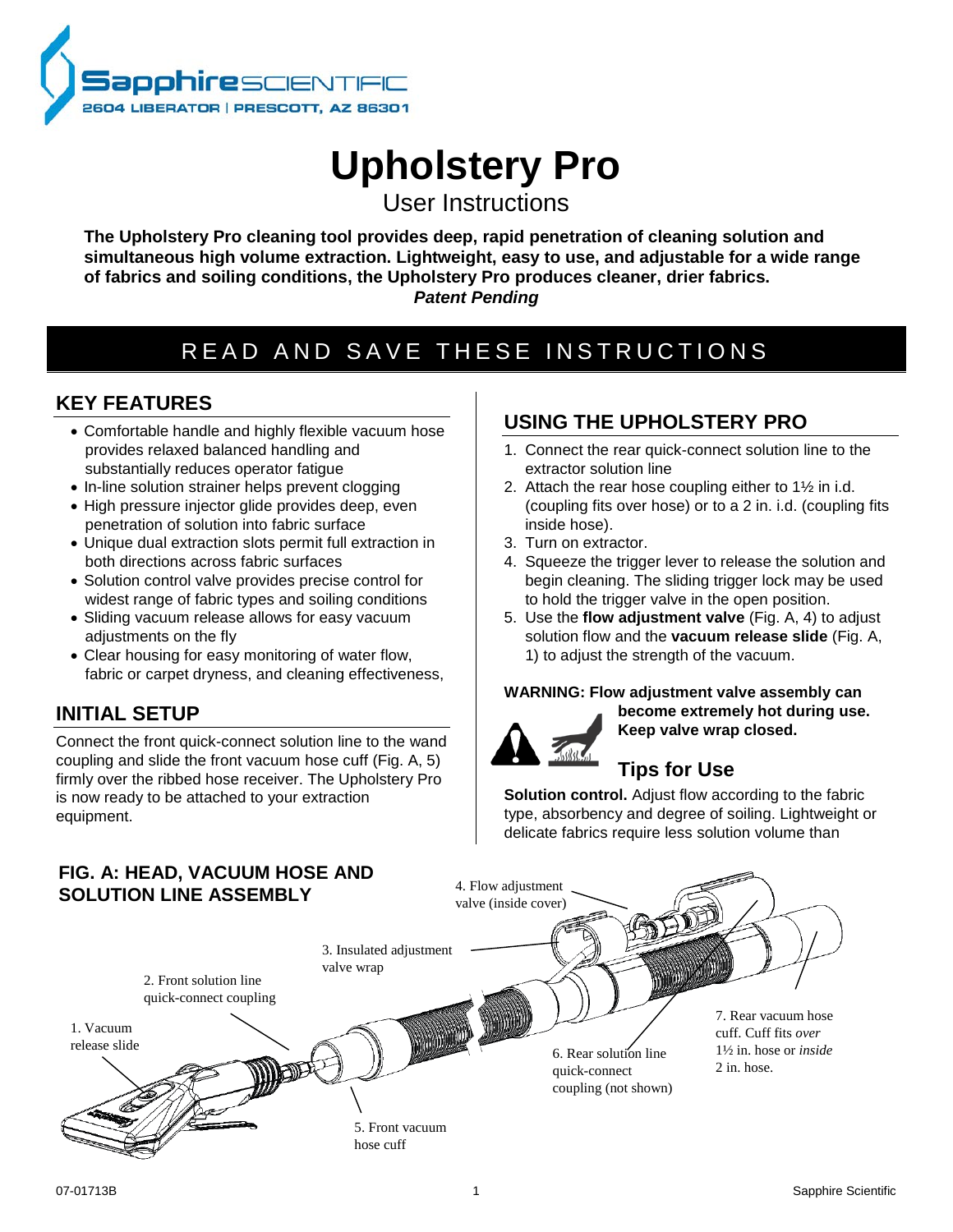Sapphire SCIENTIFIC
2604 LIBERATOR | PRESCOTT, AZ 86301

# Upholstery Pro

## User Instructions

**The Upholstery Pro cleaning tool provides deep, rapid penetration of cleaning solution and simultaneous high volume extraction. Lightweight, easy to use, and adjustable for a wide range of fabrics and soiling conditions, the Upholstery Pro produces cleaner, drier fabrics.**
***Patent Pending***

**READ AND SAVE THESE INSTRUCTIONS**

## KEY FEATURES

- Comfortable handle and highly flexible vacuum hose provides relaxed balanced handling and substantially reduces operator fatigue
- In-line solution strainer helps prevent clogging
- High pressure injector glide provides deep, even penetration of solution into fabric surface
- Unique dual extraction slots permit full extraction in both directions across fabric surfaces
- Solution control valve provides precise control for widest range of fabric types and soiling conditions
- Sliding vacuum release allows for easy vacuum adjustments on the fly
- Clear housing for easy monitoring of water flow, fabric or carpet dryness, and cleaning effectiveness,

## INITIAL SETUP

Connect the front quick-connect solution line to the wand coupling and slide the front vacuum hose cuff (Fig. A, 5) firmly over the ribbed hose receiver. The Upholstery Pro is now ready to be attached to your extraction equipment.

## USING THE UPHOLSTERY PRO

1. Connect the rear quick-connect solution line to the extractor solution line
2. Attach the rear hose coupling either to 1½ in i.d. (coupling fits over hose) or to a 2 in. i.d. (coupling fits inside hose).
3. Turn on extractor.
4. Squeeze the trigger lever to release the solution and begin cleaning. The sliding trigger lock may be used to hold the trigger valve in the open position.
5. Use the **flow adjustment valve** (Fig. A, 4) to adjust solution flow and the **vacuum release slide** (Fig. A, 1) to adjust the strength of the vacuum.

**WARNING: Flow adjustment valve assembly can become extremely hot during use. Keep valve wrap closed.**

### Tips for Use

**Solution control.** Adjust flow according to the fabric type, absorbency and degree of soiling. Lightweight or delicate fabrics require less solution volume than

## FIG. A: HEAD, VACUUM HOSE AND SOLUTION LINE ASSEMBLY

1. Vacuum release slide
2. Front solution line quick-connect coupling
3. Insulated adjustment valve wrap
4. Flow adjustment valve (inside cover)
5. Front vacuum hose cuff
6. Rear solution line quick-connect coupling (not shown)
7. Rear vacuum hose cuff. Cuff fits *over* 1½ in. hose or *inside* 2 in. hose.

07-01713B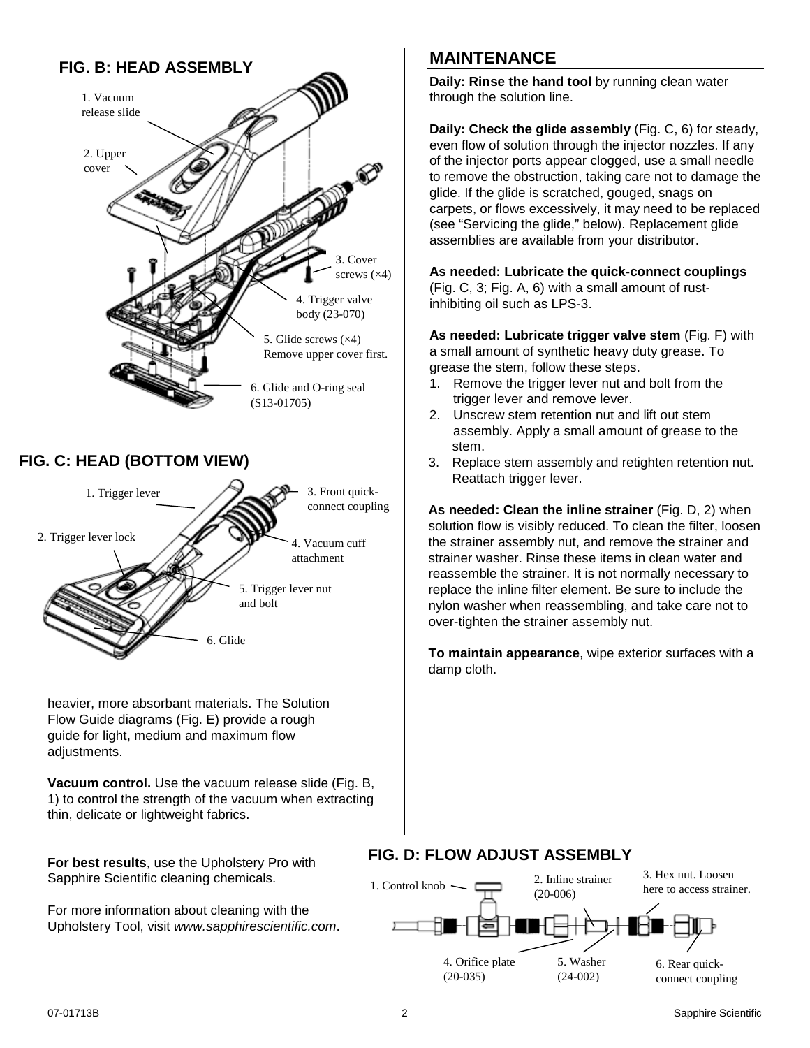## FIG. B: HEAD ASSEMBLY

1. Vacuum release slide
2. Upper cover
3. Cover screws (×4)
4. Trigger valve body (23-070)
5. Glide screws (×4) Remove upper cover first.
6. Glide and O-ring seal (S13-01705)

## FIG. C: HEAD (BOTTOM VIEW)

1. Trigger lever
2. Trigger lever lock
3. Front quick-connect coupling
4. Vacuum cuff attachment
5. Trigger lever nut and bolt
6. Glide

heavier, more absorbant materials. The Solution Flow Guide diagrams (Fig. E) provide a rough guide for light, medium and maximum flow adjustments.

**Vacuum control.** Use the vacuum release slide (Fig. B, 1) to control the strength of the vacuum when extracting thin, delicate or lightweight fabrics.

**For best results**, use the Upholstery Pro with Sapphire Scientific cleaning chemicals.

For more information about cleaning with the Upholstery Tool, visit *www.sapphirescientific.com*.

## MAINTENANCE

**Daily: Rinse the hand tool** by running clean water through the solution line.

**Daily: Check the glide assembly** (Fig. C, 6) for steady, even flow of solution through the injector nozzles. If any of the injector ports appear clogged, use a small needle to remove the obstruction, taking care not to damage the glide. If the glide is scratched, gouged, snags on carpets, or flows excessively, it may need to be replaced (see "Servicing the glide," below). Replacement glide assemblies are available from your distributor.

**As needed: Lubricate the quick-connect couplings** (Fig. C, 3; Fig. A, 6) with a small amount of rust-inhibiting oil such as LPS-3.

**As needed: Lubricate trigger valve stem** (Fig. F) with a small amount of synthetic heavy duty grease. To grease the stem, follow these steps.

1. Remove the trigger lever nut and bolt from the trigger lever and remove lever.
2. Unscrew stem retention nut and lift out stem assembly. Apply a small amount of grease to the stem.
3. Replace stem assembly and retighten retention nut. Reattach trigger lever.

**As needed: Clean the inline strainer** (Fig. D, 2) when solution flow is visibly reduced. To clean the filter, loosen the strainer assembly nut, and remove the strainer and strainer washer. Rinse these items in clean water and reassemble the strainer. It is not normally necessary to replace the inline filter element. Be sure to include the nylon washer when reassembling, and take care not to over-tighten the strainer assembly nut.

**To maintain appearance**, wipe exterior surfaces with a damp cloth.

## FIG. D: FLOW ADJUST ASSEMBLY

1. Control knob
2. Inline strainer (20-006)
3. Hex nut. Loosen here to access strainer.
4. Orifice plate (20-035)
5. Washer (24-002)
6. Rear quick-connect coupling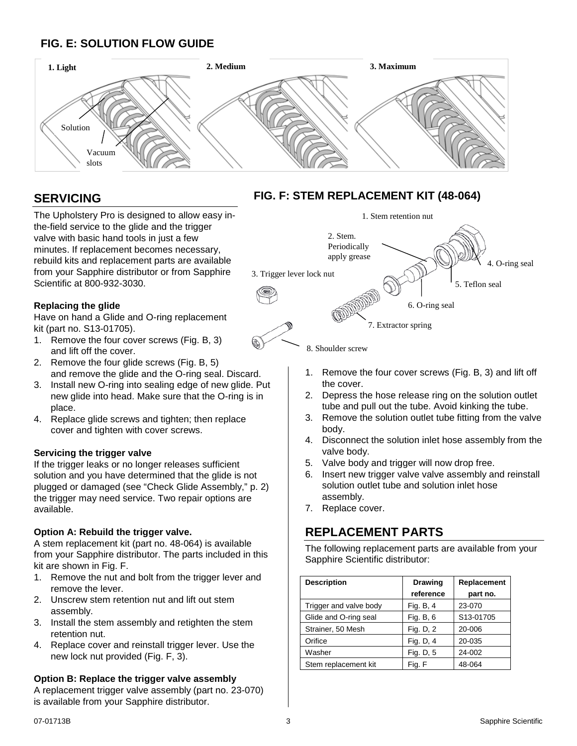## FIG. E: SOLUTION FLOW GUIDE

1. Light
2. Medium
3. Maximum

Solution

Vacuum slots

## SERVICING

The Upholstery Pro is designed to allow easy in-the-field service to the glide and the trigger valve with basic hand tools in just a few minutes. If replacement becomes necessary, rebuild kits and replacement parts are available from your Sapphire distributor or from Sapphire Scientific at 800-932-3030.

**Replacing the glide**

Have on hand a Glide and O-ring replacement kit (part no. S13-01705).

1. Remove the four cover screws (Fig. B, 3) and lift off the cover.
2. Remove the four glide screws (Fig. B, 5) and remove the glide and the O-ring seal. Discard.
3. Install new O-ring into sealing edge of new glide. Put new glide into head. Make sure that the O-ring is in place.
4. Replace glide screws and tighten; then replace cover and tighten with cover screws.

**Servicing the trigger valve**

If the trigger leaks or no longer releases sufficient solution and you have determined that the glide is not plugged or damaged (see "Check Glide Assembly," p. 2) the trigger may need service. Two repair options are available.

**Option A: Rebuild the trigger valve.**

A stem replacement kit (part no. 48-064) is available from your Sapphire distributor. The parts included in this kit are shown in Fig. F.

1. Remove the nut and bolt from the trigger lever and remove the lever.
2. Unscrew stem retention nut and lift out stem assembly.
3. Install the stem assembly and retighten the stem retention nut.
4. Replace cover and reinstall trigger lever. Use the new lock nut provided (Fig. F, 3).

**Option B: Replace the trigger valve assembly**

A replacement trigger valve assembly (part no. 23-070) is available from your Sapphire distributor.

## FIG. F: STEM REPLACEMENT KIT (48-064)

1. Stem retention nut
2. Stem. Periodically apply grease
3. Trigger lever lock nut
4. O-ring seal
5. Teflon seal
6. O-ring seal
7. Extractor spring
8. Shoulder screw

1. Remove the four cover screws (Fig. B, 3) and lift off the cover.
2. Depress the hose release ring on the solution outlet tube and pull out the tube. Avoid kinking the tube.
3. Remove the solution outlet tube fitting from the valve body.
4. Disconnect the solution inlet hose assembly from the valve body.
5. Valve body and trigger will now drop free.
6. Insert new trigger valve valve assembly and reinstall solution outlet tube and solution inlet hose assembly.
7. Replace cover.

## REPLACEMENT PARTS

The following replacement parts are available from your Sapphire Scientific distributor:

| Description | Drawing reference | Replacement part no. |
|---|---|---|
| Trigger and valve body | Fig. B, 4 | 23-070 |
| Glide and O-ring seal | Fig. B, 6 | S13-01705 |
| Strainer, 50 Mesh | Fig. D, 2 | 20-006 |
| Orifice | Fig. D, 4 | 20-035 |
| Washer | Fig. D, 5 | 24-002 |
| Stem replacement kit | Fig. F | 48-064 |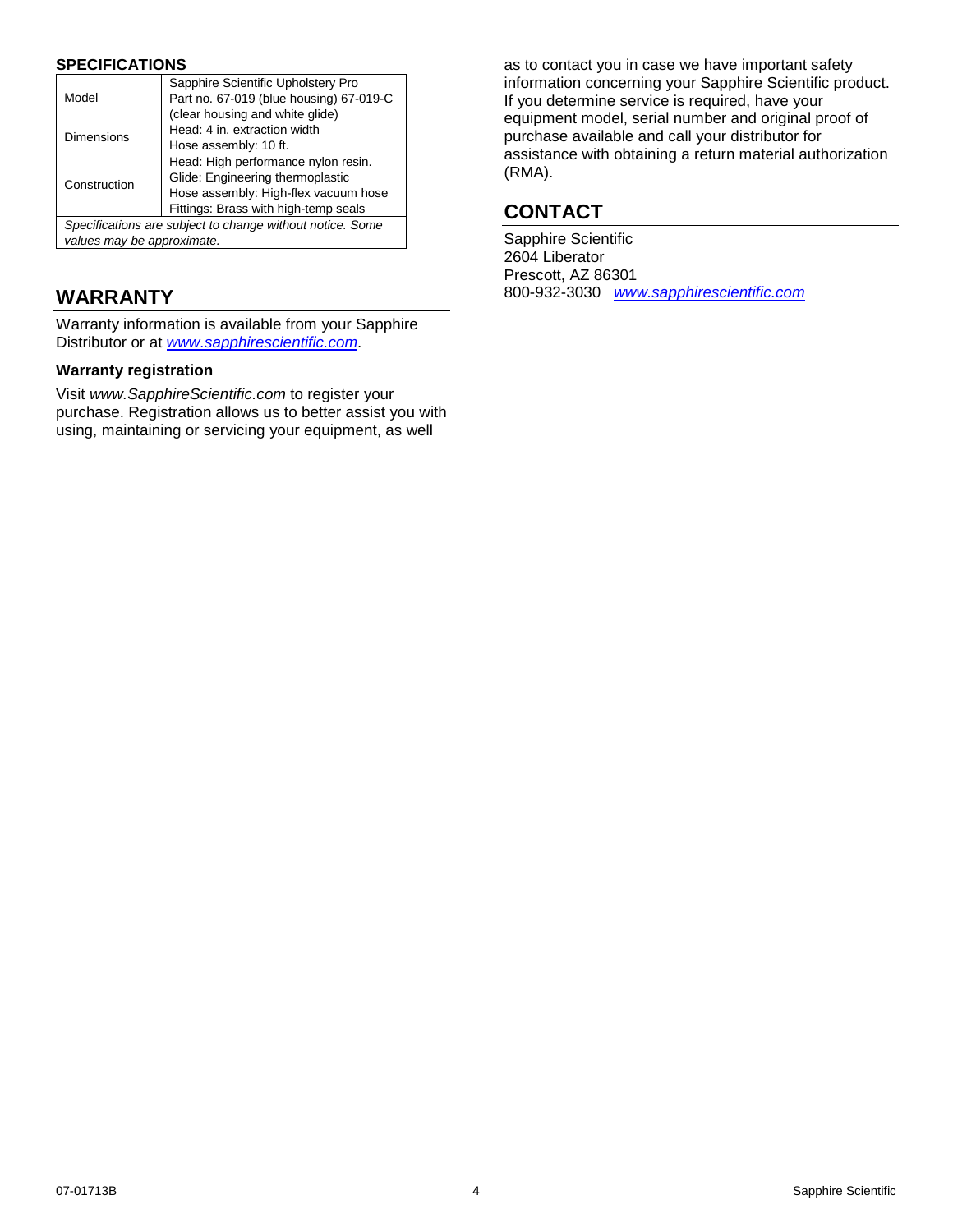## SPECIFICATIONS

| | |
|---|---|
| Model | Sapphire Scientific Upholstery Pro<br>Part no. 67-019 (blue housing) 67-019-C (clear housing and white glide) |
| Dimensions | Head: 4 in. extraction width<br>Hose assembly: 10 ft. |
| Construction | Head: High performance nylon resin.<br>Glide: Engineering thermoplastic<br>Hose assembly: High-flex vacuum hose<br>Fittings: Brass with high-temp seals |
| *Specifications are subject to change without notice. Some values may be approximate.* | |

## WARRANTY

Warranty information is available from your Sapphire Distributor or at [www.sapphirescientific.com](http://www.sapphirescientific.com).

### Warranty registration

Visit *www.SapphireScientific.com* to register your purchase. Registration allows us to better assist you with using, maintaining or servicing your equipment, as well as to contact you in case we have important safety information concerning your Sapphire Scientific product. If you determine service is required, have your equipment model, serial number and original proof of purchase available and call your distributor for assistance with obtaining a return material authorization (RMA).

## CONTACT

Sapphire Scientific
2604 Liberator
Prescott, AZ 86301
800-932-3030 [www.sapphirescientific.com](http://www.sapphirescientific.com)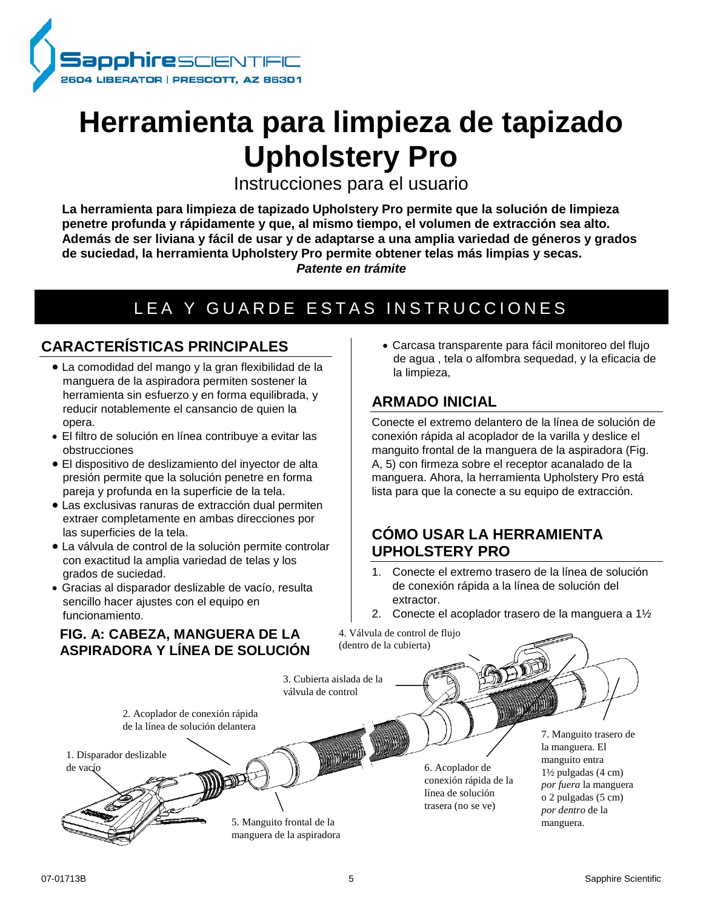Sapphire SCIENTIFIC
2604 LIBERATOR | PRESCOTT, AZ 86301

# Herramienta para limpieza de tapizado Upholstery Pro

Instrucciones para el usuario

**La herramienta para limpieza de tapizado Upholstery Pro permite que la solución de limpieza penetre profunda y rápidamente y que, al mismo tiempo, el volumen de extracción sea alto. Además de ser liviana y fácil de usar y de adaptarse a una amplia variedad de géneros y grados de suciedad, la herramienta Upholstery Pro permite obtener telas más limpias y secas.**
***Patente en trámite***

## LEA Y GUARDE ESTAS INSTRUCCIONES

## CARACTERÍSTICAS PRINCIPALES

- La comodidad del mango y la gran flexibilidad de la manguera de la aspiradora permiten sostener la herramienta sin esfuerzo y en forma equilibrada, y reducir notablemente el cansancio de quien la opera.
- El filtro de solución en línea contribuye a evitar las obstrucciones
- El dispositivo de deslizamiento del inyector de alta presión permite que la solución penetre en forma pareja y profunda en la superficie de la tela.
- Las exclusivas ranuras de extracción dual permiten extraer completamente en ambas direcciones por las superficies de la tela.
- La válvula de control de la solución permite controlar con exactitud la amplia variedad de telas y los grados de suciedad.
- Gracias al disparador deslizable de vacío, resulta sencillo hacer ajustes con el equipo en funcionamiento.
- Carcasa transparente para fácil monitoreo del flujo de agua , tela o alfombra sequedad, y la eficacia de la limpieza,

## ARMADO INICIAL

Conecte el extremo delantero de la línea de solución de conexión rápida al acoplador de la varilla y deslice el manguito frontal de la manguera de la aspiradora (Fig. A, 5) con firmeza sobre el receptor acanalado de la manguera. Ahora, la herramienta Upholstery Pro está lista para que la conecte a su equipo de extracción.

## CÓMO USAR LA HERRAMIENTA UPHOLSTERY PRO

1. Conecte el extremo trasero de la línea de solución de conexión rápida a la línea de solución del extractor.
2. Conecte el acoplador trasero de la manguera a 1½

### FIG. A: CABEZA, MANGUERA DE LA ASPIRADORA Y LÍNEA DE SOLUCIÓN

1. Disparador deslizable de vacío
2. Acoplador de conexión rápida de la línea de solución delantera
3. Cubierta aislada de la válvula de control
4. Válvula de control de flujo (dentro de la cubierta)
5. Manguito frontal de la manguera de la aspiradora
6. Acoplador de conexión rápida de la línea de solución trasera (no se ve)
7. Manguito trasero de la manguera. El manguito entra 1½ pulgadas (4 cm) *por fuera* la manguera o 2 pulgadas (5 cm) *por dentro* de la manguera.

07-01713B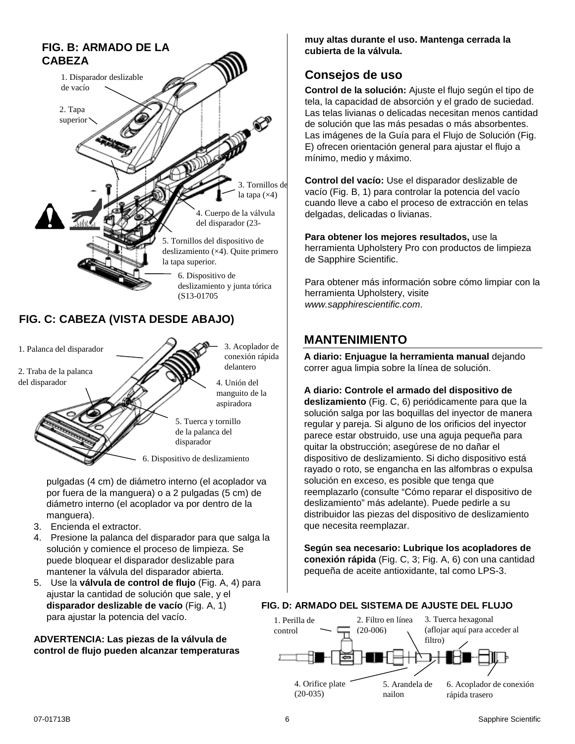## FIG. B: ARMADO DE LA CABEZA

1. Disparador deslizable de vacío
2. Tapa superior
3. Tornillos de la tapa (×4)
4. Cuerpo de la válvula del disparador (23-
5. Tornillos del dispositivo de deslizamiento (×4). Quite primero la tapa superior.
6. Dispositivo de deslizamiento y junta tórica (S13-01705

## FIG. C: CABEZA (VISTA DESDE ABAJO)

1. Palanca del disparador
2. Traba de la palanca del disparador
3. Acoplador de conexión rápida delantero
4. Unión del manguito de la aspiradora
5. Tuerca y tornillo de la palanca del disparador
6. Dispositivo de deslizamiento

pulgadas (4 cm) de diámetro interno (el acoplador va por fuera de la manguera) o a 2 pulgadas (5 cm) de diámetro interno (el acoplador va por dentro de la manguera).

3. Encienda el extractor.
4. Presione la palanca del disparador para que salga la solución y comience el proceso de limpieza. Se puede bloquear el disparador deslizable para mantener la válvula del disparador abierta.
5. Use la **válvula de control de flujo** (Fig. A, 4) para ajustar la cantidad de solución que sale, y el **disparador deslizable de vacío** (Fig. A, 1) para ajustar la potencia del vacío.

**ADVERTENCIA: Las piezas de la válvula de control de flujo pueden alcanzar temperaturas muy altas durante el uso. Mantenga cerrada la cubierta de la válvula.**

## Consejos de uso

**Control de la solución:** Ajuste el flujo según el tipo de tela, la capacidad de absorción y el grado de suciedad. Las telas livianas o delicadas necesitan menos cantidad de solución que las más pesadas o más absorbentes. Las imágenes de la Guía para el Flujo de Solución (Fig. E) ofrecen orientación general para ajustar el flujo a mínimo, medio y máximo.

**Control del vacío:** Use el disparador deslizable de vacío (Fig. B, 1) para controlar la potencia del vacío cuando lleve a cabo el proceso de extracción en telas delgadas, delicadas o livianas.

**Para obtener los mejores resultados,** use la herramienta Upholstery Pro con productos de limpieza de Sapphire Scientific.

Para obtener más información sobre cómo limpiar con la herramienta Upholstery, visite *www.sapphirescientific.com*.

## MANTENIMIENTO

**A diario: Enjuague la herramienta manual** dejando correr agua limpia sobre la línea de solución.

**A diario: Controle el armado del dispositivo de deslizamiento** (Fig. C, 6) periódicamente para que la solución salga por las boquillas del inyector de manera regular y pareja. Si alguno de los orificios del inyector parece estar obstruido, use una aguja pequeña para quitar la obstrucción; asegúrese de no dañar el dispositivo de deslizamiento. Si dicho dispositivo está rayado o roto, se engancha en las alfombras o expulsa solución en exceso, es posible que tenga que reemplazarlo (consulte "Cómo reparar el dispositivo de deslizamiento" más adelante). Puede pedirle a su distribuidor las piezas del dispositivo de deslizamiento que necesita reemplazar.

**Según sea necesario: Lubrique los acopladores de conexión rápida** (Fig. C, 3; Fig. A, 6) con una cantidad pequeña de aceite antioxidante, tal como LPS-3.

## FIG. D: ARMADO DEL SISTEMA DE AJUSTE DEL FLUJO

1. Perilla de control
2. Filtro en línea (20-006)
3. Tuerca hexagonal (aflojar aquí para acceder al filtro)
4. Orifice plate (20-035)
5. Arandela de nailon
6. Acoplador de conexión rápida trasero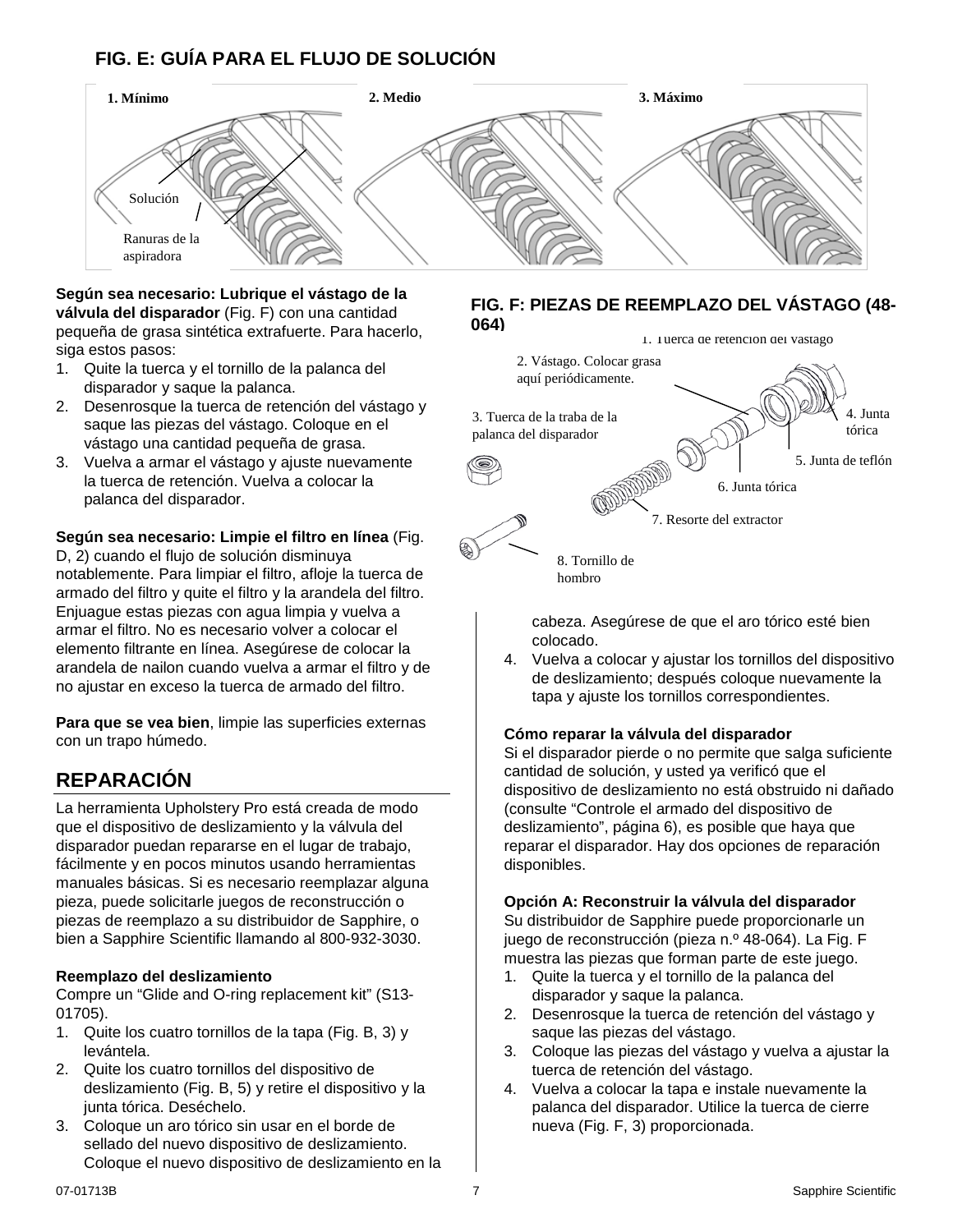## FIG. E: GUÍA PARA EL FLUJO DE SOLUCIÓN

1. Mínimo
2. Medio
3. Máximo

Solución

Ranuras de la aspiradora

**Según sea necesario: Lubrique el vástago de la válvula del disparador** (Fig. F) con una cantidad pequeña de grasa sintética extrafuerte. Para hacerlo, siga estos pasos:

1. Quite la tuerca y el tornillo de la palanca del disparador y saque la palanca.
2. Desenrosque la tuerca de retención del vástago y saque las piezas del vástago. Coloque en el vástago una cantidad pequeña de grasa.
3. Vuelva a armar el vástago y ajuste nuevamente la tuerca de retención. Vuelva a colocar la palanca del disparador.

**Según sea necesario: Limpie el filtro en línea** (Fig. D, 2) cuando el flujo de solución disminuya notablemente. Para limpiar el filtro, afloje la tuerca de armado del filtro y quite el filtro y la arandela del filtro. Enjuague estas piezas con agua limpia y vuelva a armar el filtro. No es necesario volver a colocar el elemento filtrante en línea. Asegúrese de colocar la arandela de nailon cuando vuelva a armar el filtro y de no ajustar en exceso la tuerca de armado del filtro.

**Para que se vea bien**, limpie las superficies externas con un trapo húmedo.

## REPARACIÓN

La herramienta Upholstery Pro está creada de modo que el dispositivo de deslizamiento y la válvula del disparador puedan repararse en el lugar de trabajo, fácilmente y en pocos minutos usando herramientas manuales básicas. Si es necesario reemplazar alguna pieza, puede solicitarle juegos de reconstrucción o piezas de reemplazo a su distribuidor de Sapphire, o bien a Sapphire Scientific llamando al 800-932-3030.

**Reemplazo del deslizamiento**

Compre un “Glide and O-ring replacement kit” (S13-01705).

1. Quite los cuatro tornillos de la tapa (Fig. B, 3) y levántela.
2. Quite los cuatro tornillos del dispositivo de deslizamiento (Fig. B, 5) y retire el dispositivo y la junta tórica. Deséchelo.
3. Coloque un aro tórico sin usar en el borde de sellado del nuevo dispositivo de deslizamiento. Coloque el nuevo dispositivo de deslizamiento en la cabeza. Asegúrese de que el aro tórico esté bien colocado.
4. Vuelva a colocar y ajustar los tornillos del dispositivo de deslizamiento; después coloque nuevamente la tapa y ajuste los tornillos correspondientes.

## FIG. F: PIEZAS DE REEMPLAZO DEL VÁSTAGO (48-064)

1. Tuerca de retención del vástago
2. Vástago. Colocar grasa aquí periódicamente.
3. Tuerca de la traba de la palanca del disparador
4. Junta tórica
5. Junta de teflón
6. Junta tórica
7. Resorte del extractor
8. Tornillo de hombro

**Cómo reparar la válvula del disparador**

Si el disparador pierde o no permite que salga suficiente cantidad de solución, y usted ya verificó que el dispositivo de deslizamiento no está obstruido ni dañado (consulte “Controle el armado del dispositivo de deslizamiento”, página 6), es posible que haya que reparar el disparador. Hay dos opciones de reparación disponibles.

**Opción A: Reconstruir la válvula del disparador**

Su distribuidor de Sapphire puede proporcionarle un juego de reconstrucción (pieza n.º 48-064). La Fig. F muestra las piezas que forman parte de este juego.

1. Quite la tuerca y el tornillo de la palanca del disparador y saque la palanca.
2. Desenrosque la tuerca de retención del vástago y saque las piezas del vástago.
3. Coloque las piezas del vástago y vuelva a ajustar la tuerca de retención del vástago.
4. Vuelva a colocar la tapa e instale nuevamente la palanca del disparador. Utilice la tuerca de cierre nueva (Fig. F, 3) proporcionada.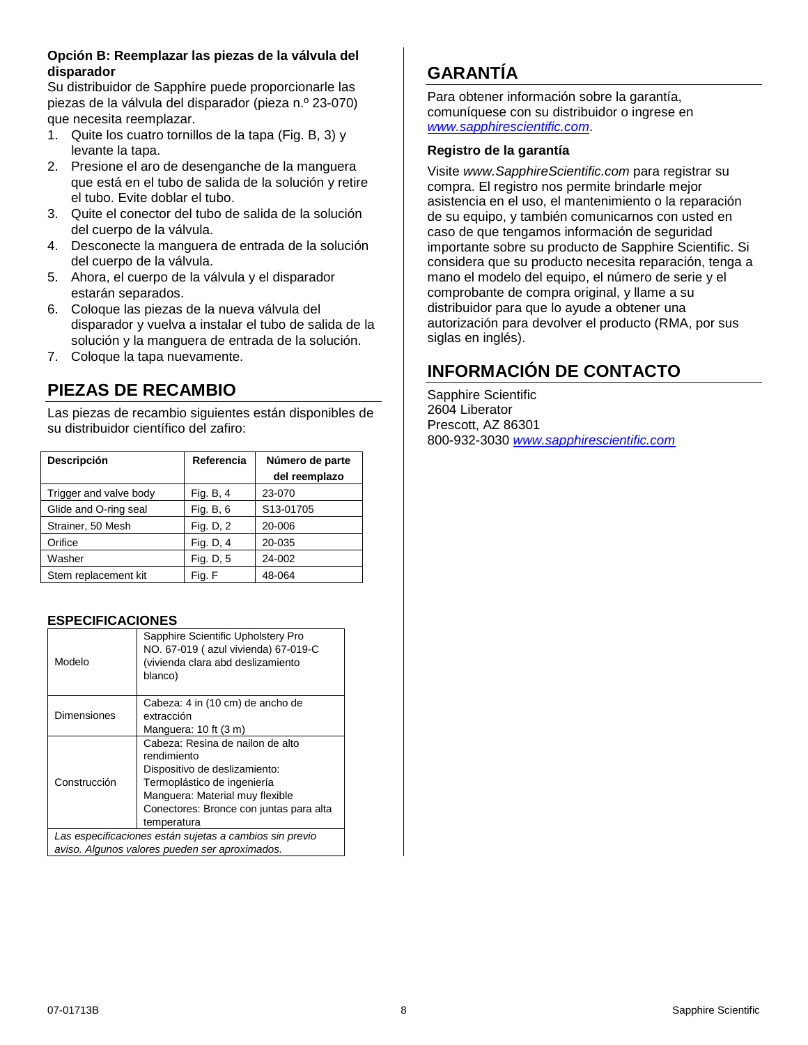**Opción B: Reemplazar las piezas de la válvula del disparador**

Su distribuidor de Sapphire puede proporcionarle las piezas de la válvula del disparador (pieza n.º 23-070) que necesita reemplazar.

1. Quite los cuatro tornillos de la tapa (Fig. B, 3) y levante la tapa.
2. Presione el aro de desenganche de la manguera que está en el tubo de salida de la solución y retire el tubo. Evite doblar el tubo.
3. Quite el conector del tubo de salida de la solución del cuerpo de la válvula.
4. Desconecte la manguera de entrada de la solución del cuerpo de la válvula.
5. Ahora, el cuerpo de la válvula y el disparador estarán separados.
6. Coloque las piezas de la nueva válvula del disparador y vuelva a instalar el tubo de salida de la solución y la manguera de entrada de la solución.
7. Coloque la tapa nuevamente.

## PIEZAS DE RECAMBIO

Las piezas de recambio siguientes están disponibles de su distribuidor científico del zafiro:

| Descripción | Referencia | Número de parte del reemplazo |
|---|---|---|
| Trigger and valve body | Fig. B, 4 | 23-070 |
| Glide and O-ring seal | Fig. B, 6 | S13-01705 |
| Strainer, 50 Mesh | Fig. D, 2 | 20-006 |
| Orifice | Fig. D, 4 | 20-035 |
| Washer | Fig. D, 5 | 24-002 |
| Stem replacement kit | Fig. F | 48-064 |

**ESPECIFICACIONES**

| | |
|---|---|
| Modelo | Sapphire Scientific Upholstery Pro NO. 67-019 ( azul vivienda) 67-019-C (vivienda clara abd deslizamiento blanco) |
| Dimensiones | Cabeza: 4 in (10 cm) de ancho de extracción<br>Manguera: 10 ft (3 m) |
| Construcción | Cabeza: Resina de nailon de alto rendimiento<br>Dispositivo de deslizamiento: Termoplástico de ingeniería<br>Manguera: Material muy flexible<br>Conectores: Bronce con juntas para alta temperatura |
| *Las especificaciones están sujetas a cambios sin previo aviso. Algunos valores pueden ser aproximados.* | |

## GARANTÍA

Para obtener información sobre la garantía, comuníquese con su distribuidor o ingrese en *www.sapphirescientific.com*.

**Registro de la garantía**

Visite *www.SapphireScientific.com* para registrar su compra. El registro nos permite brindarle mejor asistencia en el uso, el mantenimiento o la reparación de su equipo, y también comunicarnos con usted en caso de que tengamos información de seguridad importante sobre su producto de Sapphire Scientific. Si considera que su producto necesita reparación, tenga a mano el modelo del equipo, el número de serie y el comprobante de compra original, y llame a su distribuidor para que lo ayude a obtener una autorización para devolver el producto (RMA, por sus siglas en inglés).

## INFORMACIÓN DE CONTACTO

Sapphire Scientific
2604 Liberator
Prescott, AZ 86301
800-932-3030 *www.sapphirescientific.com*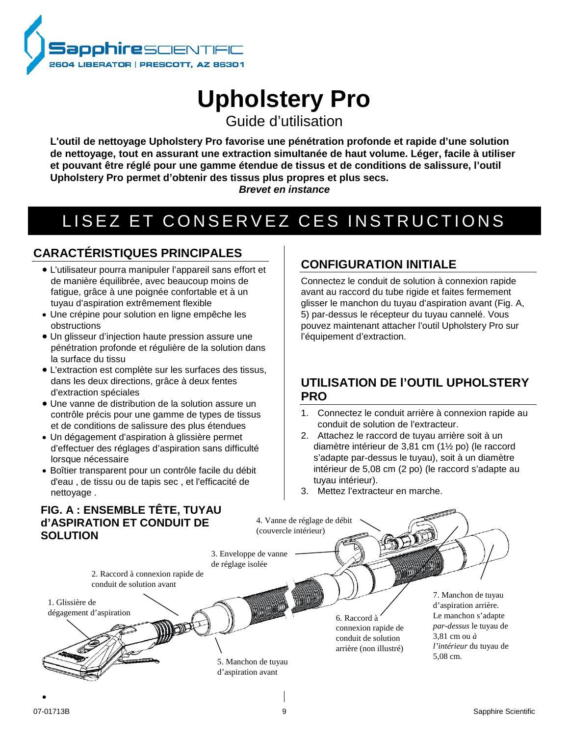Sapphire SCIENTIFIC
2604 LIBERATOR | PRESCOTT, AZ 86301

# Upholstery Pro

Guide d'utilisation

**L'outil de nettoyage Upholstery Pro favorise une pénétration profonde et rapide d'une solution de nettoyage, tout en assurant une extraction simultanée de haut volume. Léger, facile à utiliser et pouvant être réglé pour une gamme étendue de tissus et de conditions de salissure, l'outil Upholstery Pro permet d'obtenir des tissus plus propres et plus secs.**

***Brevet en instance***

## LISEZ ET CONSERVEZ CES INSTRUCTIONS

### CARACTÉRISTIQUES PRINCIPALES

- L'utilisateur pourra manipuler l'appareil sans effort et de manière équilibrée, avec beaucoup moins de fatigue, grâce à une poignée confortable et à un tuyau d'aspiration extrêmement flexible
- Une crépine pour solution en ligne empêche les obstructions
- Un glisseur d'injection haute pression assure une pénétration profonde et régulière de la solution dans la surface du tissu
- L'extraction est complète sur les surfaces des tissus, dans les deux directions, grâce à deux fentes d'extraction spéciales
- Une vanne de distribution de la solution assure un contrôle précis pour une gamme de types de tissus et de conditions de salissure des plus étendues
- Un dégagement d'aspiration à glissière permet d'effectuer des réglages d'aspiration sans difficulté lorsque nécessaire
- Boîtier transparent pour un contrôle facile du débit d'eau , de tissu ou de tapis sec , et l'efficacité de nettoyage .

### CONFIGURATION INITIALE

Connectez le conduit de solution à connexion rapide avant au raccord du tube rigide et faites fermement glisser le manchon du tuyau d'aspiration avant (Fig. A, 5) par-dessus le récepteur du tuyau cannelé. Vous pouvez maintenant attacher l'outil Upholstery Pro sur l'équipement d'extraction.

### UTILISATION DE l'OUTIL UPHOLSTERY PRO

1. Connectez le conduit arrière à connexion rapide au conduit de solution de l'extracteur.
2. Attachez le raccord de tuyau arrière soit à un diamètre intérieur de 3,81 cm (1½ po) (le raccord s'adapte par-dessus le tuyau), soit à un diamètre intérieur de 5,08 cm (2 po) (le raccord s'adapte au tuyau intérieur).
3. Mettez l'extracteur en marche.

### FIG. A : ENSEMBLE TÊTE, TUYAU d'ASPIRATION ET CONDUIT DE SOLUTION

1. Glissière de dégagement d'aspiration
2. Raccord à connexion rapide de conduit de solution avant
3. Enveloppe de vanne de réglage isolée
4. Vanne de réglage de débit (couvercle intérieur)
5. Manchon de tuyau d'aspiration avant
6. Raccord à connexion rapide de conduit de solution arrière (non illustré)
7. Manchon de tuyau d'aspiration arrière. Le manchon s'adapte *par-dessus* le tuyau de 3,81 cm ou *à l'intérieur* du tuyau de 5,08 cm.

07-01713B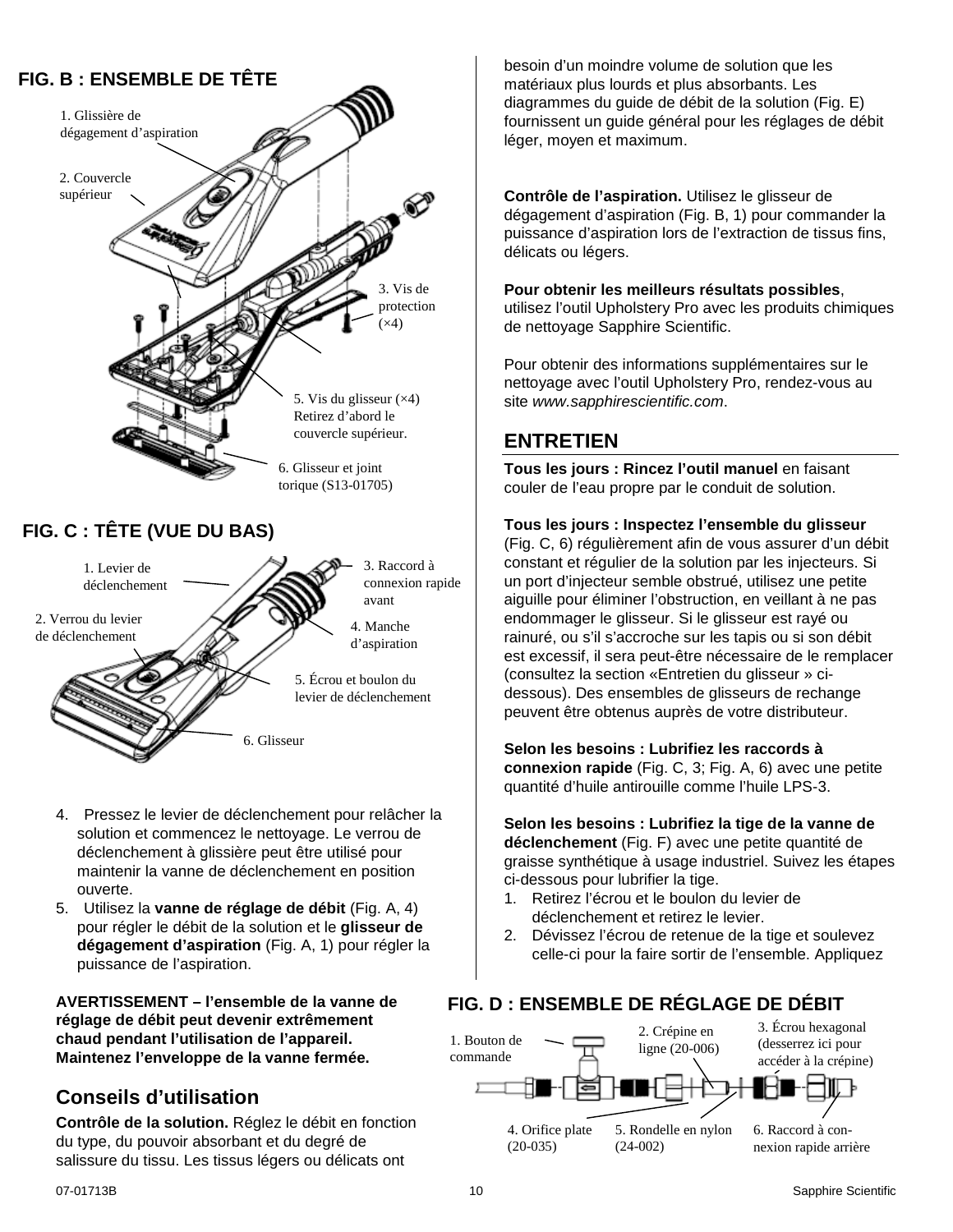## FIG. B : ENSEMBLE DE TÊTE

1. Glissière de dégagement d'aspiration
2. Couvercle supérieur
3. Vis de protection (×4)
5. Vis du glisseur (×4) Retirez d'abord le couvercle supérieur.
6. Glisseur et joint torique (S13-01705)

## FIG. C : TÊTE (VUE DU BAS)

1. Levier de déclenchement
2. Verrou du levier de déclenchement
3. Raccord à connexion rapide avant
4. Manche d'aspiration
5. Écrou et boulon du levier de déclenchement
6. Glisseur

4. Pressez le levier de déclenchement pour relâcher la solution et commencez le nettoyage. Le verrou de déclenchement à glissière peut être utilisé pour maintenir la vanne de déclenchement en position ouverte.
5. Utilisez la **vanne de réglage de débit** (Fig. A, 4) pour régler le débit de la solution et le **glisseur de dégagement d'aspiration** (Fig. A, 1) pour régler la puissance de l'aspiration.

**AVERTISSEMENT – l'ensemble de la vanne de réglage de débit peut devenir extrêmement chaud pendant l'utilisation de l'appareil. Maintenez l'enveloppe de la vanne fermée.**

## Conseils d'utilisation

**Contrôle de la solution.** Réglez le débit en fonction du type, du pouvoir absorbant et du degré de salissure du tissu. Les tissus légers ou délicats ont besoin d'un moindre volume de solution que les matériaux plus lourds et plus absorbants. Les diagrammes du guide de débit de la solution (Fig. E) fournissent un guide général pour les réglages de débit léger, moyen et maximum.

**Contrôle de l'aspiration.** Utilisez le glisseur de dégagement d'aspiration (Fig. B, 1) pour commander la puissance d'aspiration lors de l'extraction de tissus fins, délicats ou légers.

**Pour obtenir les meilleurs résultats possibles**, utilisez l'outil Upholstery Pro avec les produits chimiques de nettoyage Sapphire Scientific.

Pour obtenir des informations supplémentaires sur le nettoyage avec l'outil Upholstery Pro, rendez-vous sur le site *www.sapphirescientific.com*.

## ENTRETIEN

**Tous les jours : Rincez l'outil manuel** en faisant couler de l'eau propre par le conduit de solution.

**Tous les jours : Inspectez l'ensemble du glisseur** (Fig. C, 6) régulièrement afin de vous assurer d'un débit constant et régulier de la solution par les injecteurs. Si un port d'injecteur semble obstrué, utilisez une petite aiguille pour éliminer l'obstruction, en veillant à ne pas endommager le glisseur. Si le glisseur est rayé ou rainuré, ou s'il s'accroche sur les tapis ou si son débit est excessif, il sera peut-être nécessaire de le remplacer (consultez la section «Entretien du glisseur » ci-dessous). Des ensembles de glisseurs de rechange peuvent être obtenus auprès de votre distributeur.

**Selon les besoins : Lubrifiez les raccords à connexion rapide** (Fig. C, 3; Fig. A, 6) avec une petite quantité d'huile antirouille comme l'huile LPS-3.

**Selon les besoins : Lubrifiez la tige de la vanne de déclenchement** (Fig. F) avec une petite quantité de graisse synthétique à usage industriel. Suivez les étapes ci-dessous pour lubrifier la tige.

1. Retirez l'écrou et le boulon du levier de déclenchement et retirez le levier.
2. Dévissez l'écrou de retenue de la tige et soulevez celle-ci pour la faire sortir de l'ensemble. Appliquez

## FIG. D : ENSEMBLE DE RÉGLAGE DE DÉBIT

1. Bouton de commande
2. Crépine en ligne (20-006)
3. Écrou hexagonal (desserrez ici pour accéder à la crépine)
4. Orifice plate (20-035)
5. Rondelle en nylon (24-002)
6. Raccord à connexion rapide arrière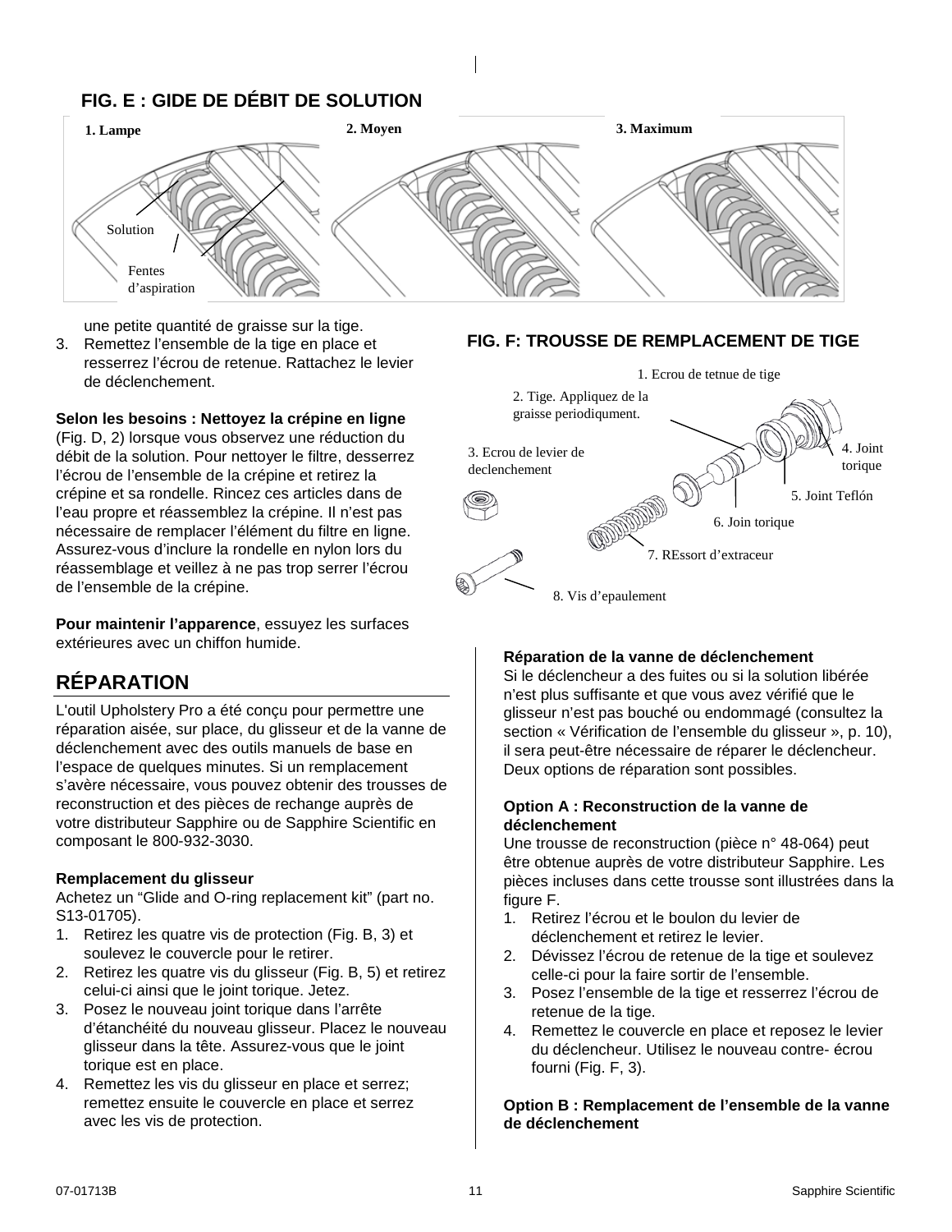**FIG. E : GIDE DE DÉBIT DE SOLUTION**

1. Lampe
2. Moyen
3. Maximum

Solution

Fentes d'aspiration

une petite quantité de graisse sur la tige.

3. Remettez l'ensemble de la tige en place et resserrez l'écrou de retenue. Rattachez le levier de déclenchement.

**Selon les besoins : Nettoyez la crépine en ligne** (Fig. D, 2) lorsque vous observez une réduction du débit de la solution. Pour nettoyer le filtre, desserrez l'écrou de l'ensemble de la crépine et retirez la crépine et sa rondelle. Rincez ces articles dans de l'eau propre et réassemblez la crépine. Il n'est pas nécessaire de remplacer l'élément du filtre en ligne. Assurez-vous d'inclure la rondelle en nylon lors du réassemblage et veillez à ne pas trop serrer l'écrou de l'ensemble de la crépine.

**Pour maintenir l'apparence**, essuyez les surfaces extérieures avec un chiffon humide.

## RÉPARATION

L'outil Upholstery Pro a été conçu pour permettre une réparation aisée, sur place, du glisseur et de la vanne de déclenchement avec des outils manuels de base en l'espace de quelques minutes. Si un remplacement s'avère nécessaire, vous pouvez obtenir des trousses de reconstruction et des pièces de rechange auprès de votre distributeur Sapphire ou de Sapphire Scientific en composant le 800-932-3030.

**Remplacement du glisseur**

Achetez un "Glide and O-ring replacement kit" (part no. S13-01705).

1. Retirez les quatre vis de protection (Fig. B, 3) et soulevez le couvercle pour le retirer.
2. Retirez les quatre vis du glisseur (Fig. B, 5) et retirez celui-ci ainsi que le joint torique. Jetez.
3. Posez le nouveau joint torique dans l'arrête d'étanchéité du nouveau glisseur. Placez le nouveau glisseur dans la tête. Assurez-vous que le joint torique est en place.
4. Remettez les vis du glisseur en place et serrez; remettez ensuite le couvercle en place et serrez avec les vis de protection.

**FIG. F: TROUSSE DE REMPLACEMENT DE TIGE**

1. Ecrou de tetnue de tige
2. Tige. Appliquez de la graisse periodiqument.
3. Ecrou de levier de declenchement
4. Joint torique
5. Joint Teflón
6. Join torique
7. REssort d'extraceur
8. Vis d'epaulement

**Réparation de la vanne de déclenchement**

Si le déclencheur a des fuites ou si la solution libérée n'est plus suffisante et que vous avez vérifié que le glisseur n'est pas bouché ou endommagé (consultez la section « Vérification de l'ensemble du glisseur », p. 10), il sera peut-être nécessaire de réparer le déclencheur. Deux options de réparation sont possibles.

**Option A : Reconstruction de la vanne de déclenchement**

Une trousse de reconstruction (pièce n° 48-064) peut être obtenue auprès de votre distributeur Sapphire. Les pièces incluses dans cette trousse sont illustrées dans la figure F.

1. Retirez l'écrou et le boulon du levier de déclenchement et retirez le levier.
2. Dévissez l'écrou de retenue de la tige et soulevez celle-ci pour la faire sortir de l'ensemble.
3. Posez l'ensemble de la tige et resserrez l'écrou de retenue de la tige.
4. Remettez le couvercle en place et reposez le levier du déclencheur. Utilisez le nouveau contre- écrou fourni (Fig. F, 3).

**Option B : Remplacement de l'ensemble de la vanne de déclenchement**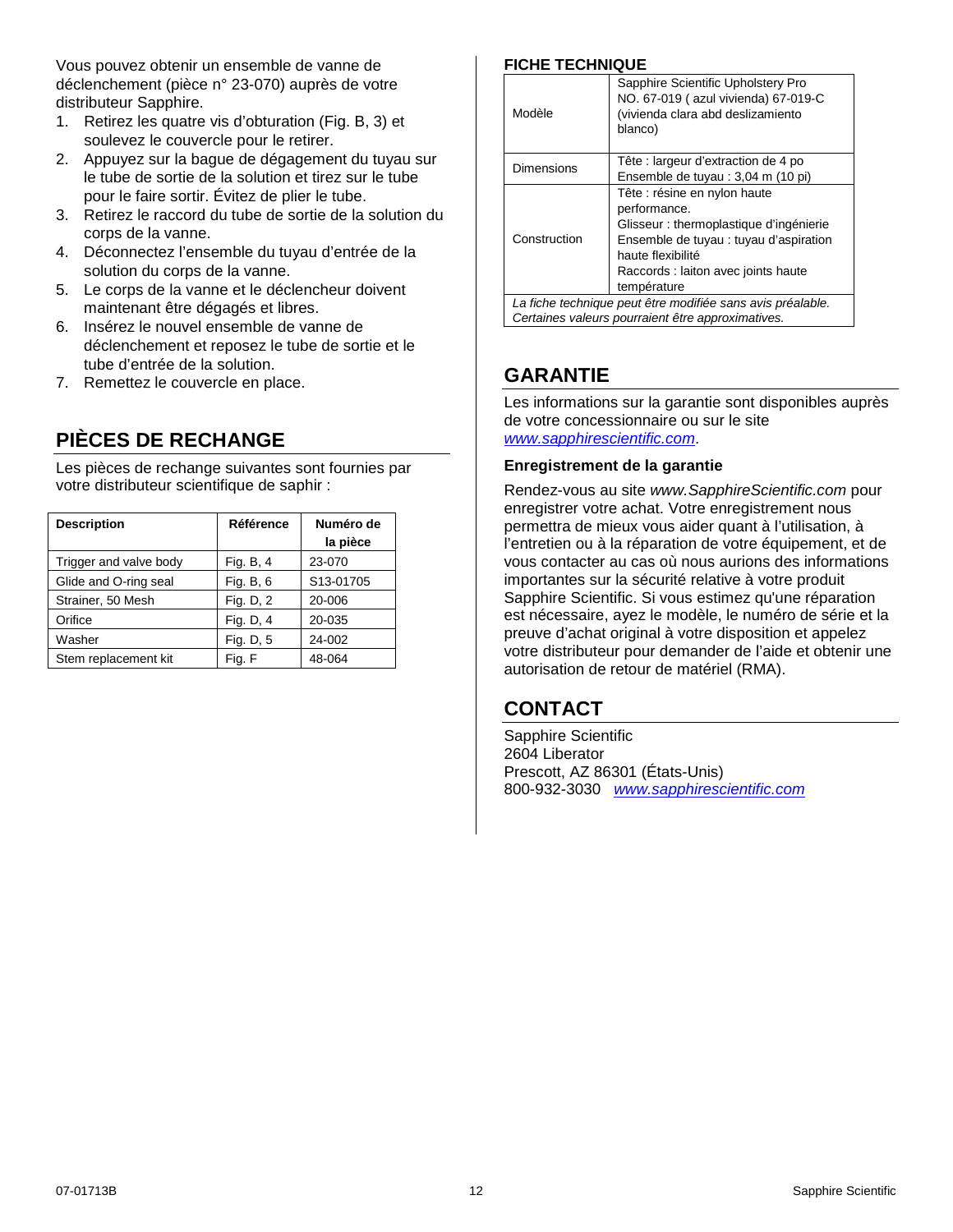Vous pouvez obtenir un ensemble de vanne de déclenchement (pièce n° 23-070) auprès de votre distributeur Sapphire.

1. Retirez les quatre vis d'obturation (Fig. B, 3) et soulevez le couvercle pour le retirer.
2. Appuyez sur la bague de dégagement du tuyau sur le tube de sortie de la solution et tirez sur le tube pour le faire sortir. Évitez de plier le tube.
3. Retirez le raccord du tube de sortie de la solution du corps de la vanne.
4. Déconnectez l'ensemble du tuyau d'entrée de la solution du corps de la vanne.
5. Le corps de la vanne et le déclencheur doivent maintenant être dégagés et libres.
6. Insérez le nouvel ensemble de vanne de déclenchement et reposez le tube de sortie et le tube d'entrée de la solution.
7. Remettez le couvercle en place.

## PIÈCES DE RECHANGE

Les pièces de rechange suivantes sont fournies par votre distributeur scientifique de saphir :

| Description | Référence | Numéro de la pièce |
|---|---|---|
| Trigger and valve body | Fig. B, 4 | 23-070 |
| Glide and O-ring seal | Fig. B, 6 | S13-01705 |
| Strainer, 50 Mesh | Fig. D, 2 | 20-006 |
| Orifice | Fig. D, 4 | 20-035 |
| Washer | Fig. D, 5 | 24-002 |
| Stem replacement kit | Fig. F | 48-064 |

**FICHE TECHNIQUE**

| | |
|---|---|
| Modèle | Sapphire Scientific Upholstery Pro NO. 67-019 ( azul vivienda) 67-019-C (vivienda clara abd deslizamiento blanco) |
| Dimensions | Tête : largeur d'extraction de 4 po<br>Ensemble de tuyau : 3,04 m (10 pi) |
| Construction | Tête : résine en nylon haute performance.<br>Glisseur : thermoplastique d'ingénierie<br>Ensemble de tuyau : tuyau d'aspiration haute flexibilité<br>Raccords : laiton avec joints haute température |
| *La fiche technique peut être modifiée sans avis préalable. Certaines valeurs pourraient être approximatives.* | |

## GARANTIE

Les informations sur la garantie sont disponibles auprès de votre concessionnaire ou sur le site *www.sapphirescientific.com*.

**Enregistrement de la garantie**

Rendez-vous au site *www.SapphireScientific.com* pour enregistrer votre achat. Votre enregistrement nous permettra de mieux vous aider quant à l'utilisation, à l'entretien ou à la réparation de votre équipement, et de vous contacter au cas où nous aurions des informations importantes sur la sécurité relative à votre produit Sapphire Scientific. Si vous estimez qu'une réparation est nécessaire, ayez le modèle, le numéro de série et la preuve d'achat original à votre disposition et appelez votre distributeur pour demander de l'aide et obtenir une autorisation de retour de matériel (RMA).

## CONTACT

Sapphire Scientific
2604 Liberator
Prescott, AZ 86301 (États-Unis)
800-932-3030 *www.sapphirescientific.com*